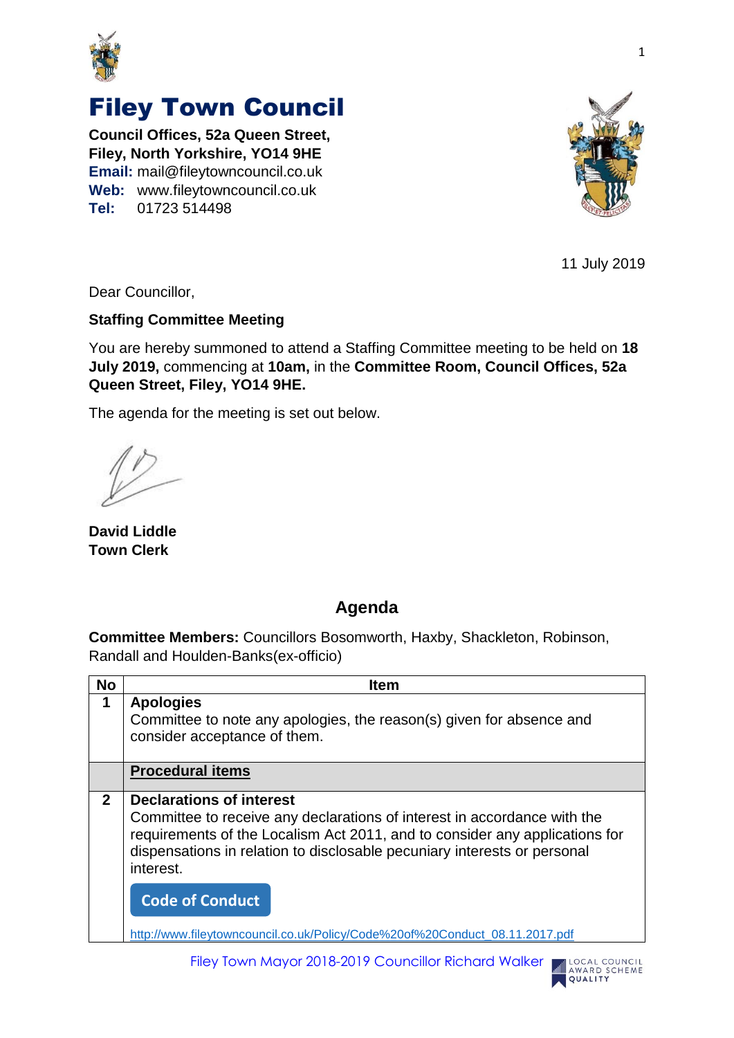# Filey Town Council

**Council Offices, 52a Queen Street,**
**Filey, North Yorkshire, YO14 9HE**
**Email:** mail@fileytowncouncil.co.uk
**Web:** www.fileytowncouncil.co.uk
**Tel:** 01723 514498

11 July 2019

Dear Councillor,

**Staffing Committee Meeting**

You are hereby summoned to attend a Staffing Committee meeting to be held on **18 July 2019,** commencing at **10am,** in the **Committee Room, Council Offices, 52a Queen Street, Filey, YO14 9HE.**

The agenda for the meeting is set out below.

**David Liddle**
**Town Clerk**

## Agenda

**Committee Members:** Councillors Bosomworth, Haxby, Shackleton, Robinson, Randall and Houlden-Banks(ex-officio)

| No | Item |
|---|---|
| 1 | **Apologies**<br>Committee to note any apologies, the reason(s) given for absence and consider acceptance of them. |
| | **Procedural items** |
| 2 | **Declarations of interest**<br>Committee to receive any declarations of interest in accordance with the requirements of the Localism Act 2011, and to consider any applications for dispensations in relation to disclosable pecuniary interests or personal interest.<br>**Code of Conduct**<br>http://www.fileytowncouncil.co.uk/Policy/Code%20of%20Conduct_08.11.2017.pdf |

Filey Town Mayor 2018-2019 Councillor Richard Walker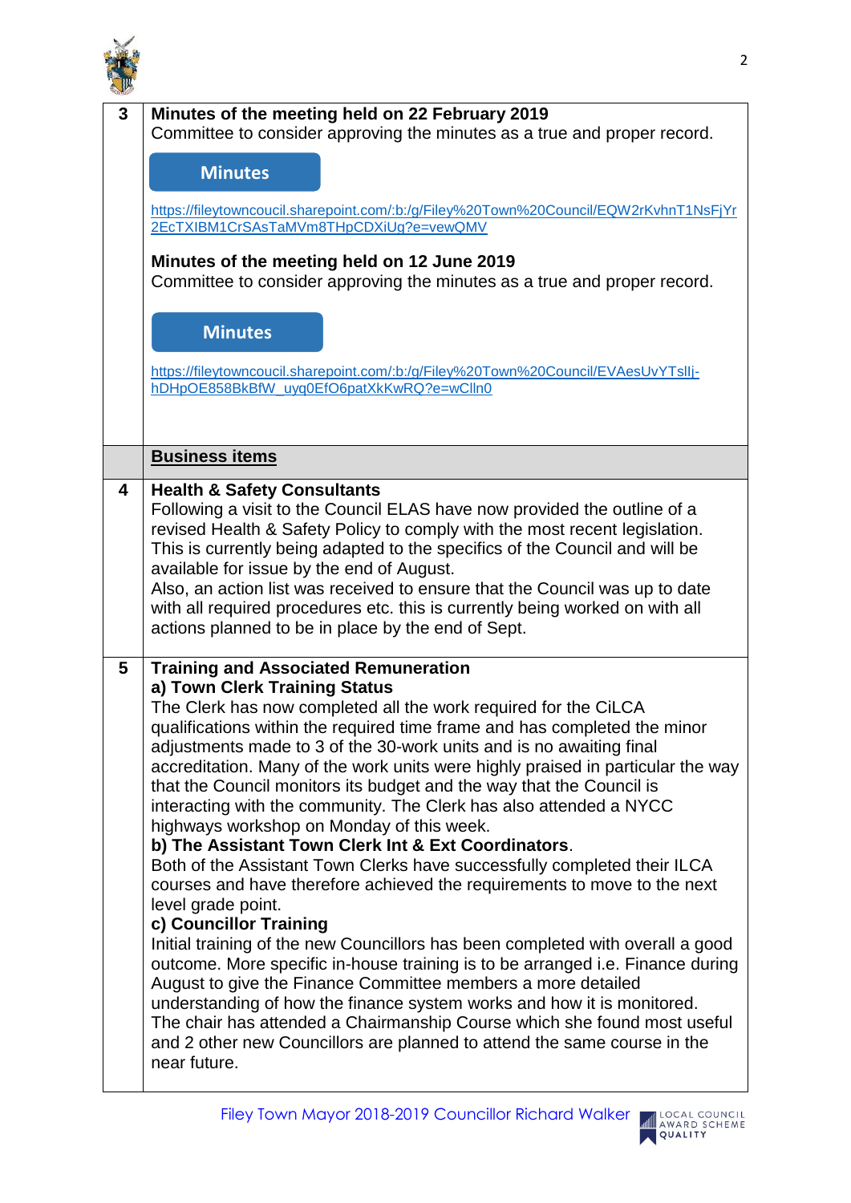| | |
|---|---|
| **3** | **Minutes of the meeting held on 22 February 2019**<br>Committee to consider approving the minutes as a true and proper record.<br><br>**Minutes**<br><br>https://fileytowncoucil.sharepoint.com/:b:/g/Filey%20Town%20Council/EQW2rKvhnT1NsFjYr2EcTXIBM1CrSAsTaMVm8THpCDXiUg?e=vewQMV<br><br>**Minutes of the meeting held on 12 June 2019**<br>Committee to consider approving the minutes as a true and proper record.<br><br>**Minutes**<br><br>https://fileytowncoucil.sharepoint.com/:b:/g/Filey%20Town%20Council/EVAesUvYTsllj-hDHpOE858BkBfW_uyq0EfO6patXkKwRQ?e=wClln0 |
| | **Business items** |
| **4** | **Health & Safety Consultants**<br>Following a visit to the Council ELAS have now provided the outline of a revised Health & Safety Policy to comply with the most recent legislation. This is currently being adapted to the specifics of the Council and will be available for issue by the end of August.<br>Also, an action list was received to ensure that the Council was up to date with all required procedures etc. this is currently being worked on with all actions planned to be in place by the end of Sept. |
| **5** | **Training and Associated Remuneration**<br>**a) Town Clerk Training Status**<br>The Clerk has now completed all the work required for the CiLCA qualifications within the required time frame and has completed the minor adjustments made to 3 of the 30-work units and is no awaiting final accreditation. Many of the work units were highly praised in particular the way that the Council monitors its budget and the way that the Council is interacting with the community. The Clerk has also attended a NYCC highways workshop on Monday of this week.<br>**b) The Assistant Town Clerk Int & Ext Coordinators**.<br>Both of the Assistant Town Clerks have successfully completed their ILCA courses and have therefore achieved the requirements to move to the next level grade point.<br>**c) Councillor Training**<br>Initial training of the new Councillors has been completed with overall a good outcome. More specific in-house training is to be arranged i.e. Finance during August to give the Finance Committee members a more detailed understanding of how the finance system works and how it is monitored.<br>The chair has attended a Chairmanship Course which she found most useful and 2 other new Councillors are planned to attend the same course in the near future. |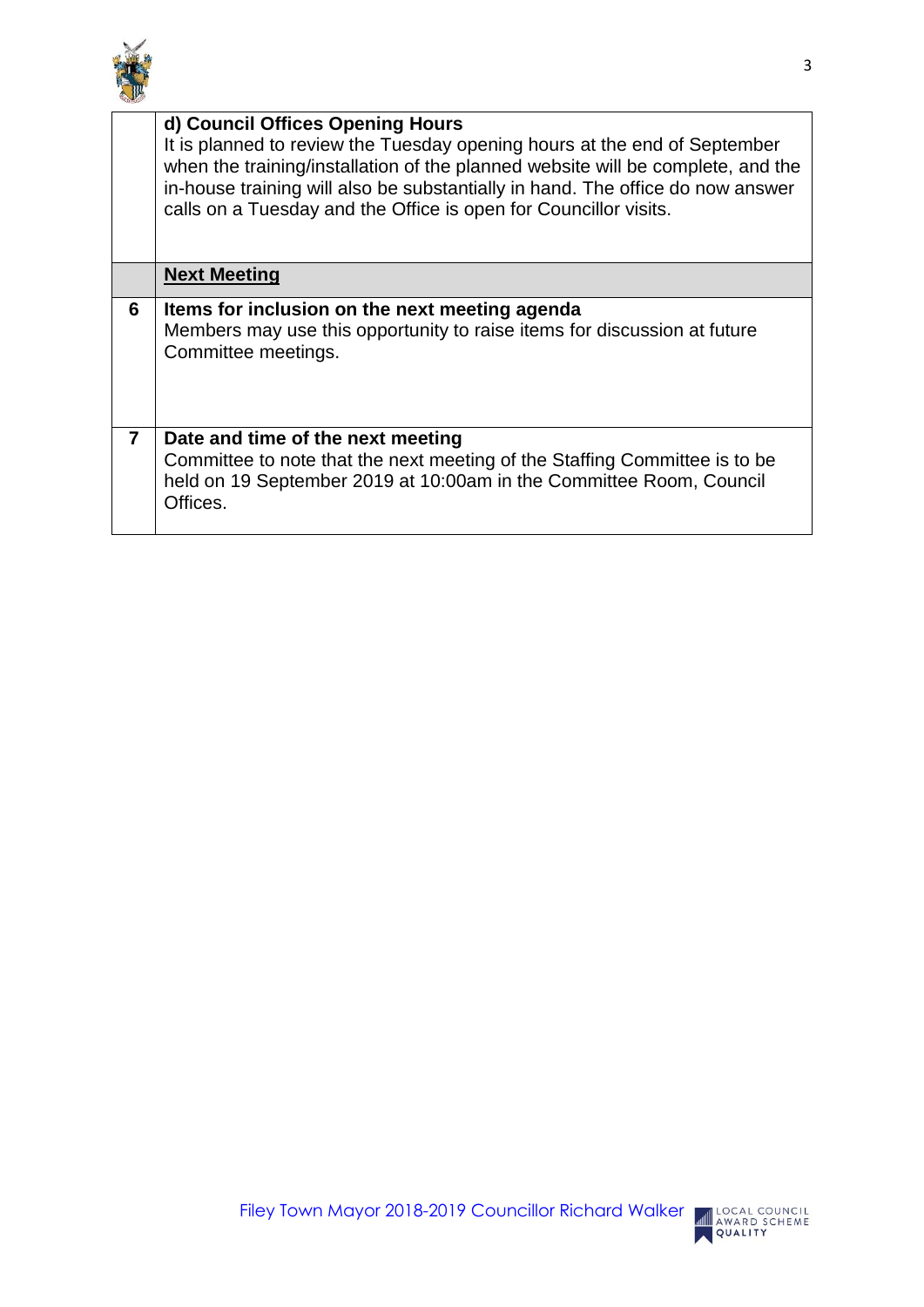| | |
|---|---|
| | **d) Council Offices Opening Hours**<br>It is planned to review the Tuesday opening hours at the end of September when the training/installation of the planned website will be complete, and the in-house training will also be substantially in hand. The office do now answer calls on a Tuesday and the Office is open for Councillor visits. |
| | **Next Meeting** |
| **6** | **Items for inclusion on the next meeting agenda**<br>Members may use this opportunity to raise items for discussion at future Committee meetings. |
| **7** | **Date and time of the next meeting**<br>Committee to note that the next meeting of the Staffing Committee is to be held on 19 September 2019 at 10:00am in the Committee Room, Council Offices. |

Filey Town Mayor 2018-2019 Councillor Richard Walker

LOCAL COUNCIL AWARD SCHEME QUALITY